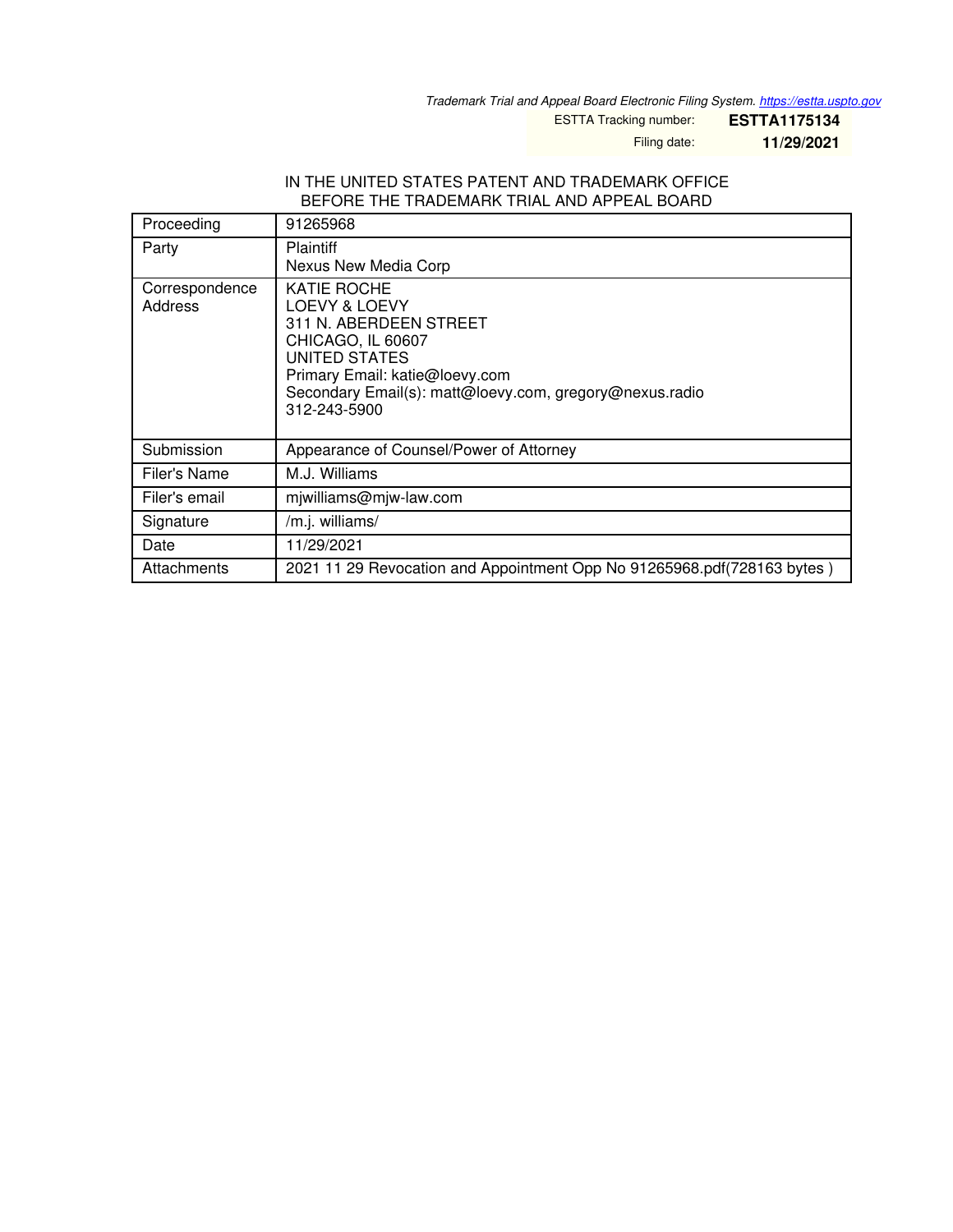*Trademark Trial and Appeal Board Electronic Filing System. https://estta.uspto.gov*

ESTTA Tracking number: **ESTTA1175134**

Filing date: **11/29/2021**

IN THE UNITED STATES PATENT AND TRADEMARK OFFICE
BEFORE THE TRADEMARK TRIAL AND APPEAL BOARD

| Proceeding | 91265968 |
|---|---|
| Party | Plaintiff<br>Nexus New Media Corp |
| Correspondence Address | KATIE ROCHE<br>LOEVY & LOEVY<br>311 N. ABERDEEN STREET<br>CHICAGO, IL 60607<br>UNITED STATES<br>Primary Email: katie@loevy.com<br>Secondary Email(s): matt@loevy.com, gregory@nexus.radio<br>312-243-5900 |
| Submission | Appearance of Counsel/Power of Attorney |
| Filer's Name | M.J. Williams |
| Filer's email | mjwilliams@mjw-law.com |
| Signature | /m.j. williams/ |
| Date | 11/29/2021 |
| Attachments | 2021 11 29 Revocation and Appointment Opp No 91265968.pdf(728163 bytes ) |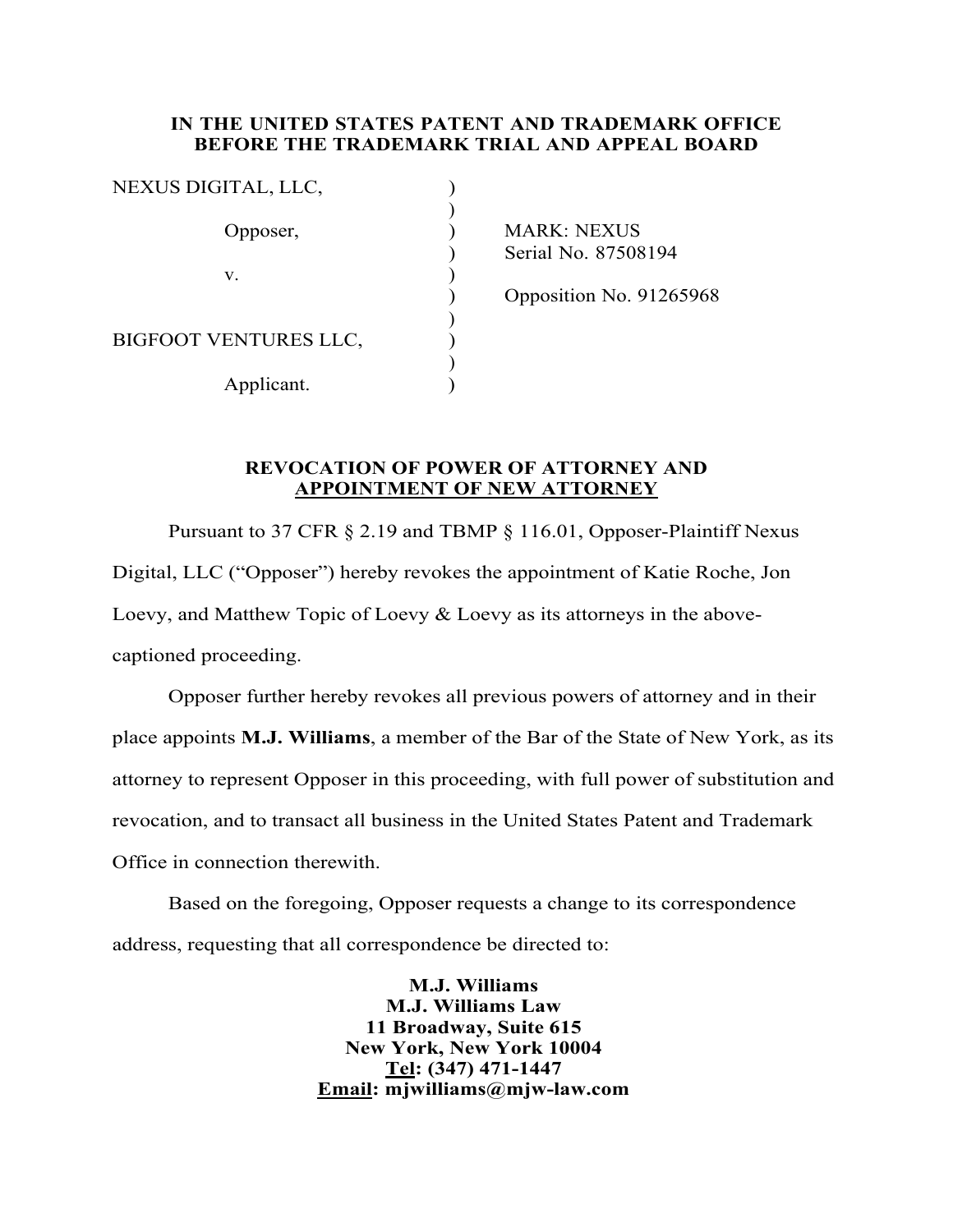**IN THE UNITED STATES PATENT AND TRADEMARK OFFICE**
**BEFORE THE TRADEMARK TRIAL AND APPEAL BOARD**

| | | |
|---|---|---|
| NEXUS DIGITAL, LLC, | ) | |
| | ) | |
| Opposer, | ) | MARK: NEXUS |
| | ) | Serial No. 87508194 |
| v. | ) | |
| | ) | Opposition No. 91265968 |
| | ) | |
| BIGFOOT VENTURES LLC, | ) | |
| | ) | |
| Applicant. | ) | |

**REVOCATION OF POWER OF ATTORNEY AND APPOINTMENT OF NEW ATTORNEY**

Pursuant to 37 CFR § 2.19 and TBMP § 116.01, Opposer-Plaintiff Nexus Digital, LLC ("Opposer") hereby revokes the appointment of Katie Roche, Jon Loevy, and Matthew Topic of Loevy & Loevy as its attorneys in the above-captioned proceeding.

Opposer further hereby revokes all previous powers of attorney and in their place appoints **M.J. Williams**, a member of the Bar of the State of New York, as its attorney to represent Opposer in this proceeding, with full power of substitution and revocation, and to transact all business in the United States Patent and Trademark Office in connection therewith.

Based on the foregoing, Opposer requests a change to its correspondence address, requesting that all correspondence be directed to:

**M.J. Williams**
**M.J. Williams Law**
**11 Broadway, Suite 615**
**New York, New York 10004**
**Tel: (347) 471-1447**
**Email: mjwilliams@mjw-law.com**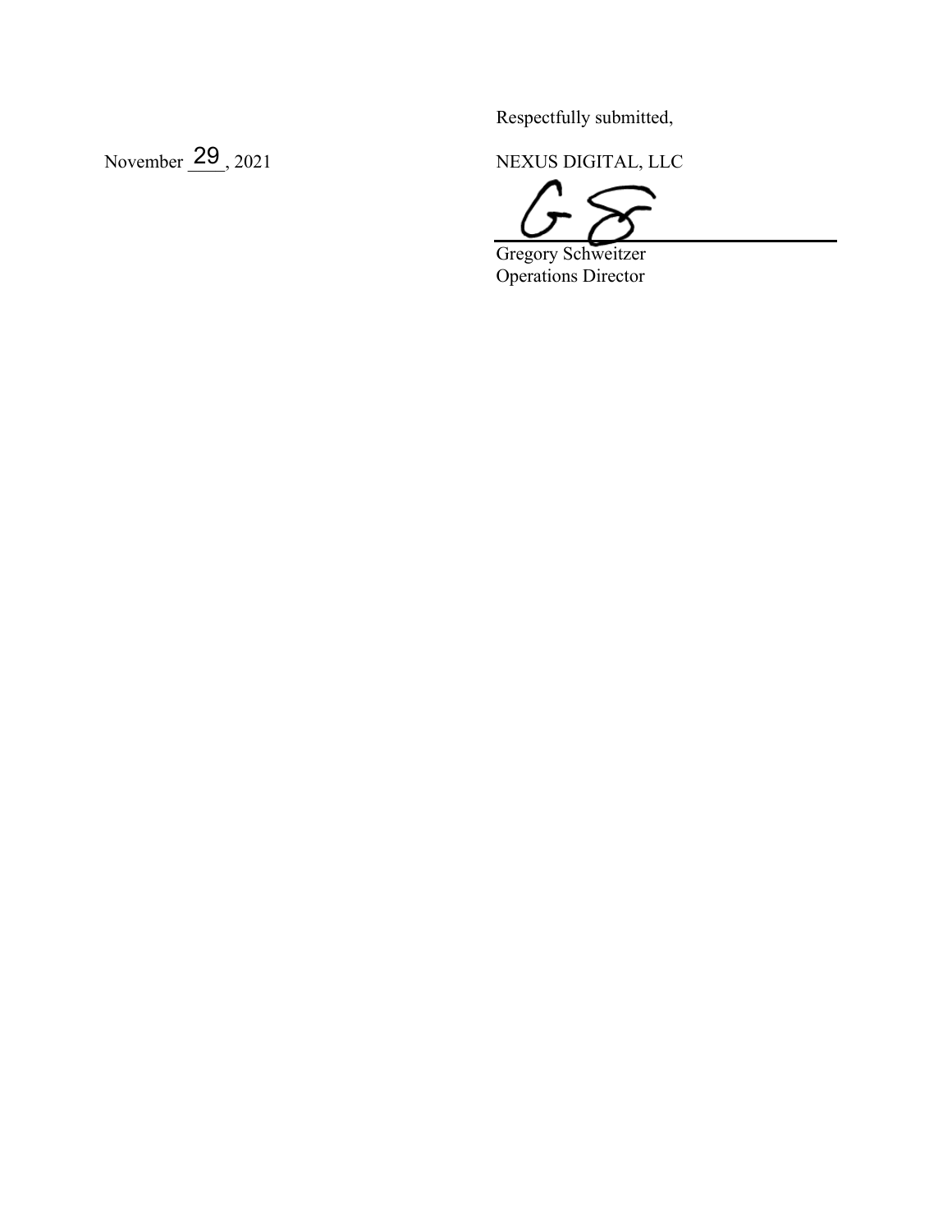Respectfully submitted,

November 29, 2021

NEXUS DIGITAL, LLC

Gregory Schweitzer
Operations Director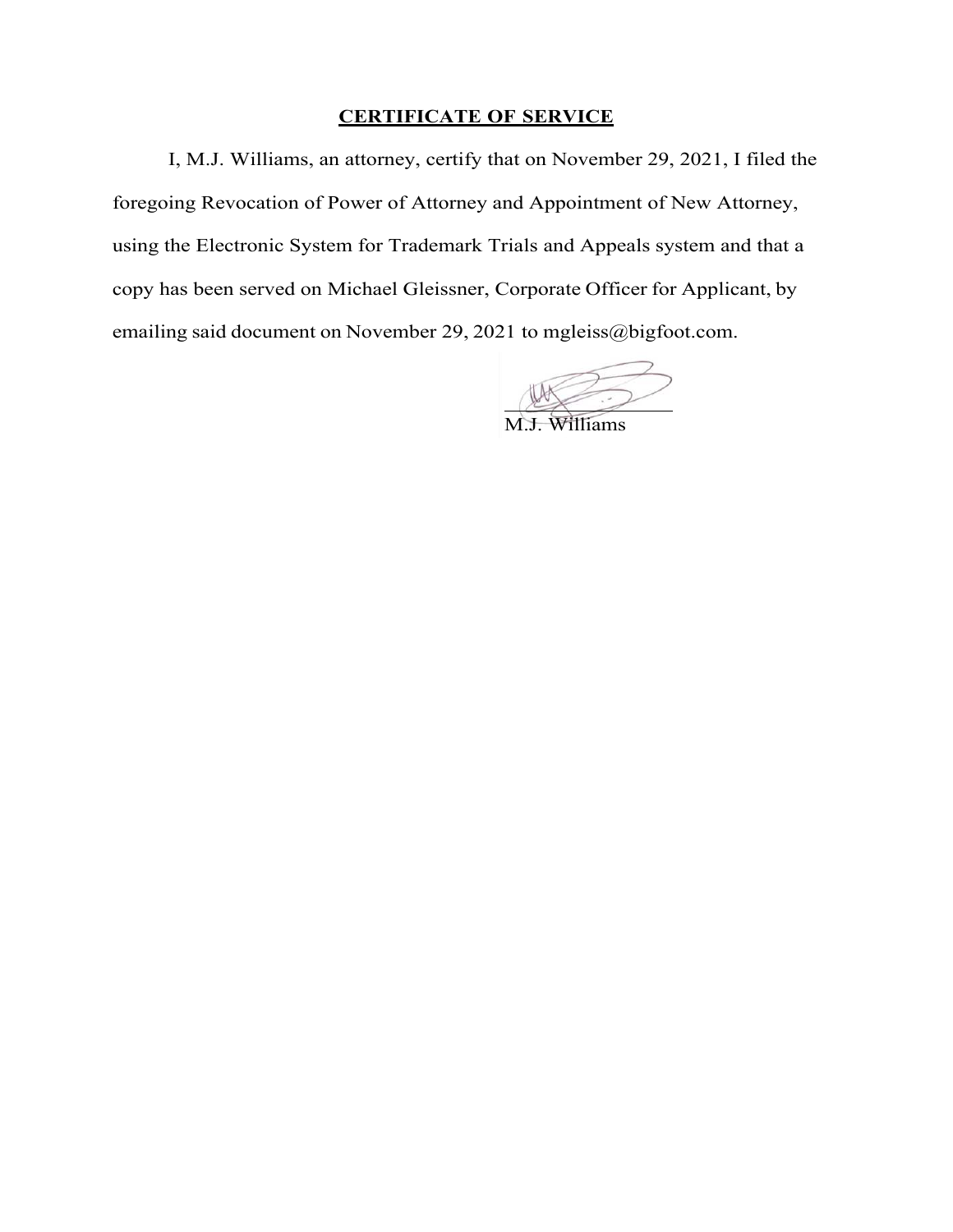**CERTIFICATE OF SERVICE**

I, M.J. Williams, an attorney, certify that on November 29, 2021, I filed the foregoing Revocation of Power of Attorney and Appointment of New Attorney, using the Electronic System for Trademark Trials and Appeals system and that a copy has been served on Michael Gleissner, Corporate Officer for Applicant, by emailing said document on November 29, 2021 to mgleiss@bigfoot.com.

M.J. Williams